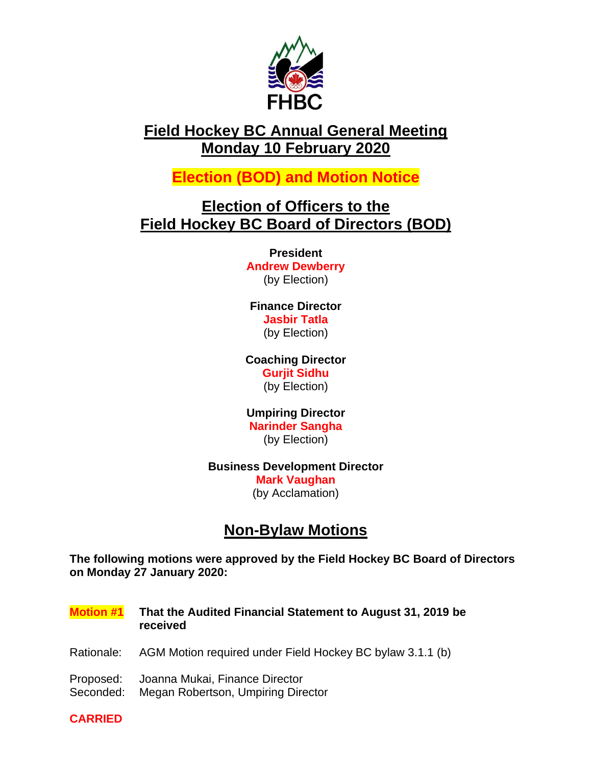FHBC

# Field Hockey BC Annual General Meeting
# Monday 10 February 2020

## Election (BOD) and Motion Notice

## Election of Officers to the Field Hockey BC Board of Directors (BOD)

**President**
**Andrew Dewberry**
(by Election)

**Finance Director**
**Jasbir Tatla**
(by Election)

**Coaching Director**
**Gurjit Sidhu**
(by Election)

**Umpiring Director**
**Narinder Sangha**
(by Election)

**Business Development Director**
**Mark Vaughan**
(by Acclamation)

## Non-Bylaw Motions

**The following motions were approved by the Field Hockey BC Board of Directors on Monday 27 January 2020:**

**Motion #1** **That the Audited Financial Statement to August 31, 2019 be received**

Rationale: AGM Motion required under Field Hockey BC bylaw 3.1.1 (b)

Proposed: Joanna Mukai, Finance Director
Seconded: Megan Robertson, Umpiring Director

**CARRIED**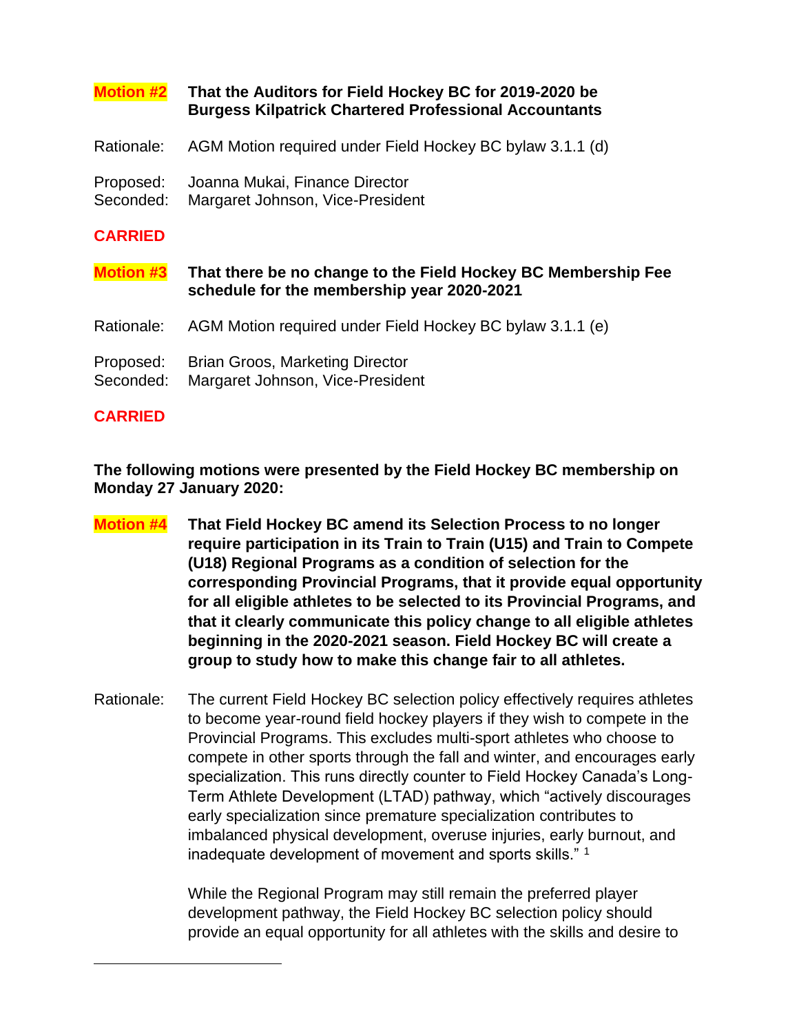**Motion #2** **That the Auditors for Field Hockey BC for 2019-2020 be Burgess Kilpatrick Chartered Professional Accountants**

Rationale: AGM Motion required under Field Hockey BC bylaw 3.1.1 (d)

Proposed: Joanna Mukai, Finance Director
Seconded: Margaret Johnson, Vice-President

**CARRIED**

**Motion #3** **That there be no change to the Field Hockey BC Membership Fee schedule for the membership year 2020-2021**

Rationale: AGM Motion required under Field Hockey BC bylaw 3.1.1 (e)

Proposed: Brian Groos, Marketing Director
Seconded: Margaret Johnson, Vice-President

**CARRIED**

**The following motions were presented by the Field Hockey BC membership on Monday 27 January 2020:**

**Motion #4** **That Field Hockey BC amend its Selection Process to no longer require participation in its Train to Train (U15) and Train to Compete (U18) Regional Programs as a condition of selection for the corresponding Provincial Programs, that it provide equal opportunity for all eligible athletes to be selected to its Provincial Programs, and that it clearly communicate this policy change to all eligible athletes beginning in the 2020-2021 season. Field Hockey BC will create a group to study how to make this change fair to all athletes.**

Rationale: The current Field Hockey BC selection policy effectively requires athletes to become year-round field hockey players if they wish to compete in the Provincial Programs. This excludes multi-sport athletes who choose to compete in other sports through the fall and winter, and encourages early specialization. This runs directly counter to Field Hockey Canada's Long-Term Athlete Development (LTAD) pathway, which "actively discourages early specialization since premature specialization contributes to imbalanced physical development, overuse injuries, early burnout, and inadequate development of movement and sports skills." [1]

While the Regional Program may still remain the preferred player development pathway, the Field Hockey BC selection policy should provide an equal opportunity for all athletes with the skills and desire to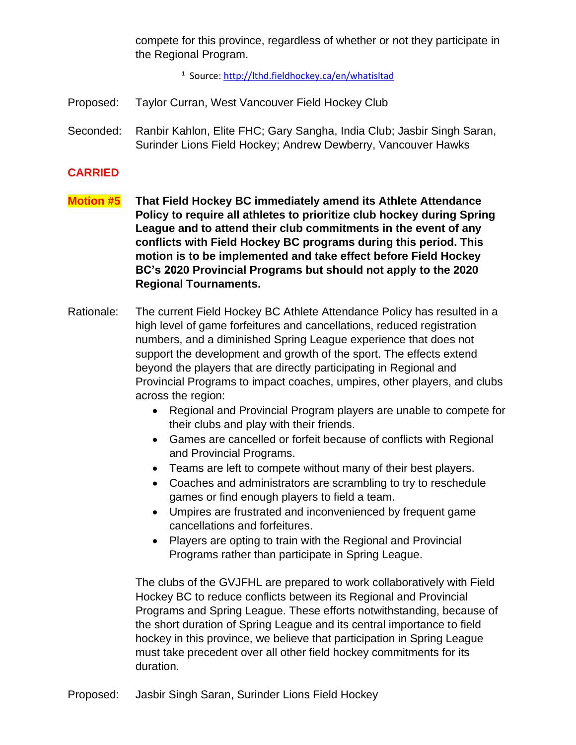compete for this province, regardless of whether or not they participate in the Regional Program.

[1] Source: http://lthd.fieldhockey.ca/en/whatisltad

Proposed: Taylor Curran, West Vancouver Field Hockey Club

Seconded: Ranbir Kahlon, Elite FHC; Gary Sangha, India Club; Jasbir Singh Saran, Surinder Lions Field Hockey; Andrew Dewberry, Vancouver Hawks

**CARRIED**

**Motion #5** **That Field Hockey BC immediately amend its Athlete Attendance Policy to require all athletes to prioritize club hockey during Spring League and to attend their club commitments in the event of any conflicts with Field Hockey BC programs during this period. This motion is to be implemented and take effect before Field Hockey BC's 2020 Provincial Programs but should not apply to the 2020 Regional Tournaments.**

Rationale: The current Field Hockey BC Athlete Attendance Policy has resulted in a high level of game forfeitures and cancellations, reduced registration numbers, and a diminished Spring League experience that does not support the development and growth of the sport. The effects extend beyond the players that are directly participating in Regional and Provincial Programs to impact coaches, umpires, other players, and clubs across the region:

- Regional and Provincial Program players are unable to compete for their clubs and play with their friends.
- Games are cancelled or forfeit because of conflicts with Regional and Provincial Programs.
- Teams are left to compete without many of their best players.
- Coaches and administrators are scrambling to try to reschedule games or find enough players to field a team.
- Umpires are frustrated and inconvenienced by frequent game cancellations and forfeitures.
- Players are opting to train with the Regional and Provincial Programs rather than participate in Spring League.

The clubs of the GVJFHL are prepared to work collaboratively with Field Hockey BC to reduce conflicts between its Regional and Provincial Programs and Spring League. These efforts notwithstanding, because of the short duration of Spring League and its central importance to field hockey in this province, we believe that participation in Spring League must take precedent over all other field hockey commitments for its duration.

Proposed: Jasbir Singh Saran, Surinder Lions Field Hockey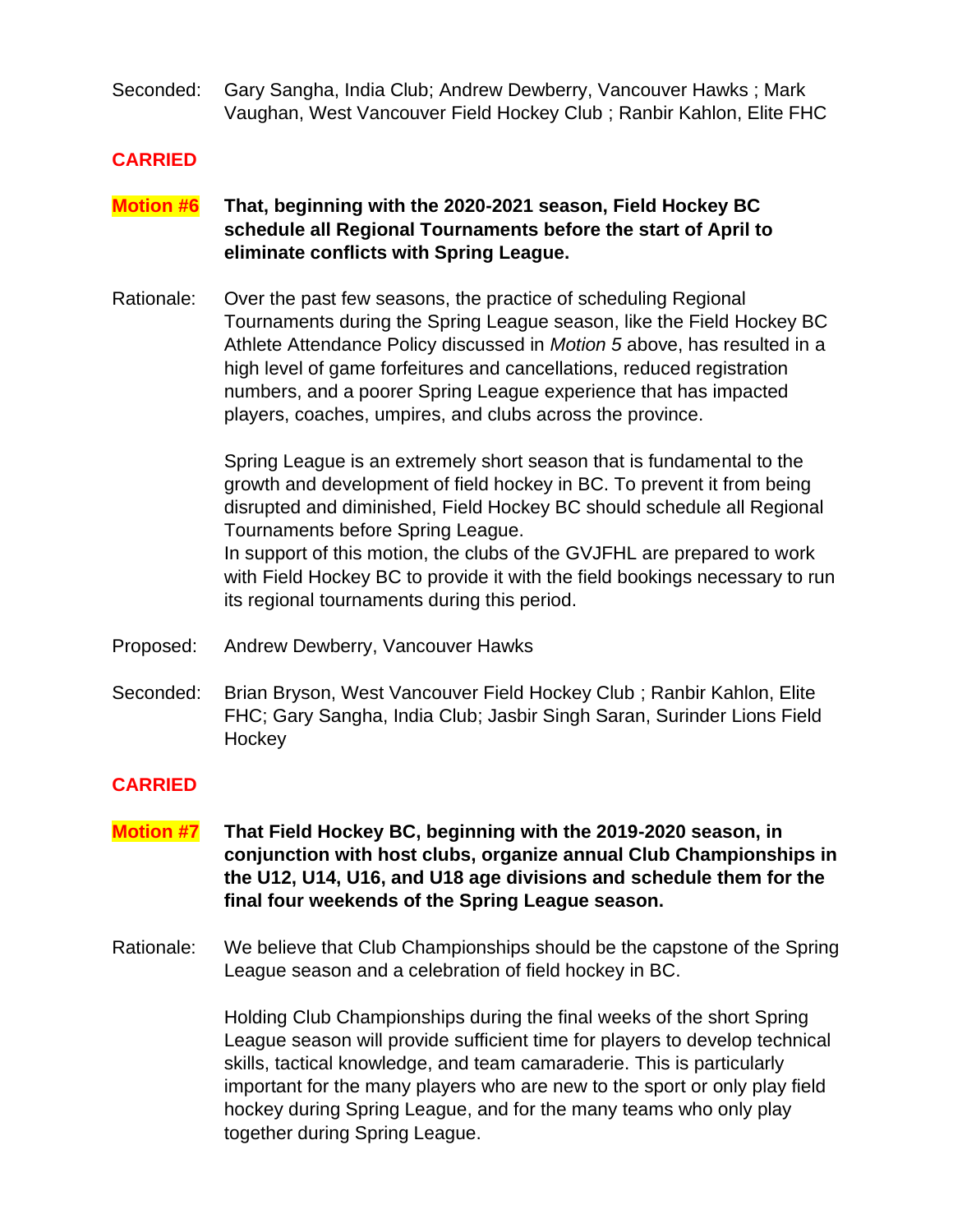Seconded: Gary Sangha, India Club; Andrew Dewberry, Vancouver Hawks ; Mark Vaughan, West Vancouver Field Hockey Club ; Ranbir Kahlon, Elite FHC

**CARRIED**

**Motion #6** **That, beginning with the 2020-2021 season, Field Hockey BC schedule all Regional Tournaments before the start of April to eliminate conflicts with Spring League.**

Rationale: Over the past few seasons, the practice of scheduling Regional Tournaments during the Spring League season, like the Field Hockey BC Athlete Attendance Policy discussed in *Motion 5* above, has resulted in a high level of game forfeitures and cancellations, reduced registration numbers, and a poorer Spring League experience that has impacted players, coaches, umpires, and clubs across the province.

Spring League is an extremely short season that is fundamental to the growth and development of field hockey in BC. To prevent it from being disrupted and diminished, Field Hockey BC should schedule all Regional Tournaments before Spring League.
In support of this motion, the clubs of the GVJFHL are prepared to work with Field Hockey BC to provide it with the field bookings necessary to run its regional tournaments during this period.

Proposed: Andrew Dewberry, Vancouver Hawks

Seconded: Brian Bryson, West Vancouver Field Hockey Club ; Ranbir Kahlon, Elite FHC; Gary Sangha, India Club; Jasbir Singh Saran, Surinder Lions Field Hockey

**CARRIED**

**Motion #7** **That Field Hockey BC, beginning with the 2019-2020 season, in conjunction with host clubs, organize annual Club Championships in the U12, U14, U16, and U18 age divisions and schedule them for the final four weekends of the Spring League season.**

Rationale: We believe that Club Championships should be the capstone of the Spring League season and a celebration of field hockey in BC.

Holding Club Championships during the final weeks of the short Spring League season will provide sufficient time for players to develop technical skills, tactical knowledge, and team camaraderie. This is particularly important for the many players who are new to the sport or only play field hockey during Spring League, and for the many teams who only play together during Spring League.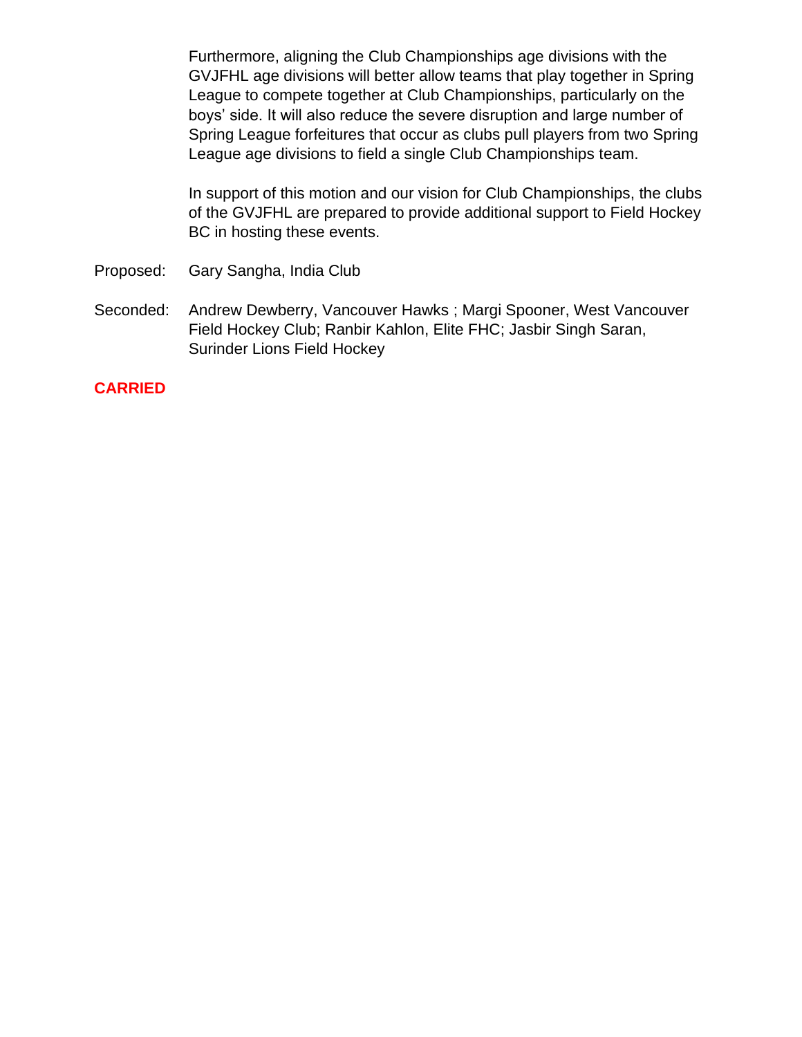Furthermore, aligning the Club Championships age divisions with the GVJFHL age divisions will better allow teams that play together in Spring League to compete together at Club Championships, particularly on the boys' side. It will also reduce the severe disruption and large number of Spring League forfeitures that occur as clubs pull players from two Spring League age divisions to field a single Club Championships team.

In support of this motion and our vision for Club Championships, the clubs of the GVJFHL are prepared to provide additional support to Field Hockey BC in hosting these events.

Proposed: Gary Sangha, India Club

Seconded: Andrew Dewberry, Vancouver Hawks ; Margi Spooner, West Vancouver Field Hockey Club; Ranbir Kahlon, Elite FHC; Jasbir Singh Saran, Surinder Lions Field Hockey

**CARRIED**